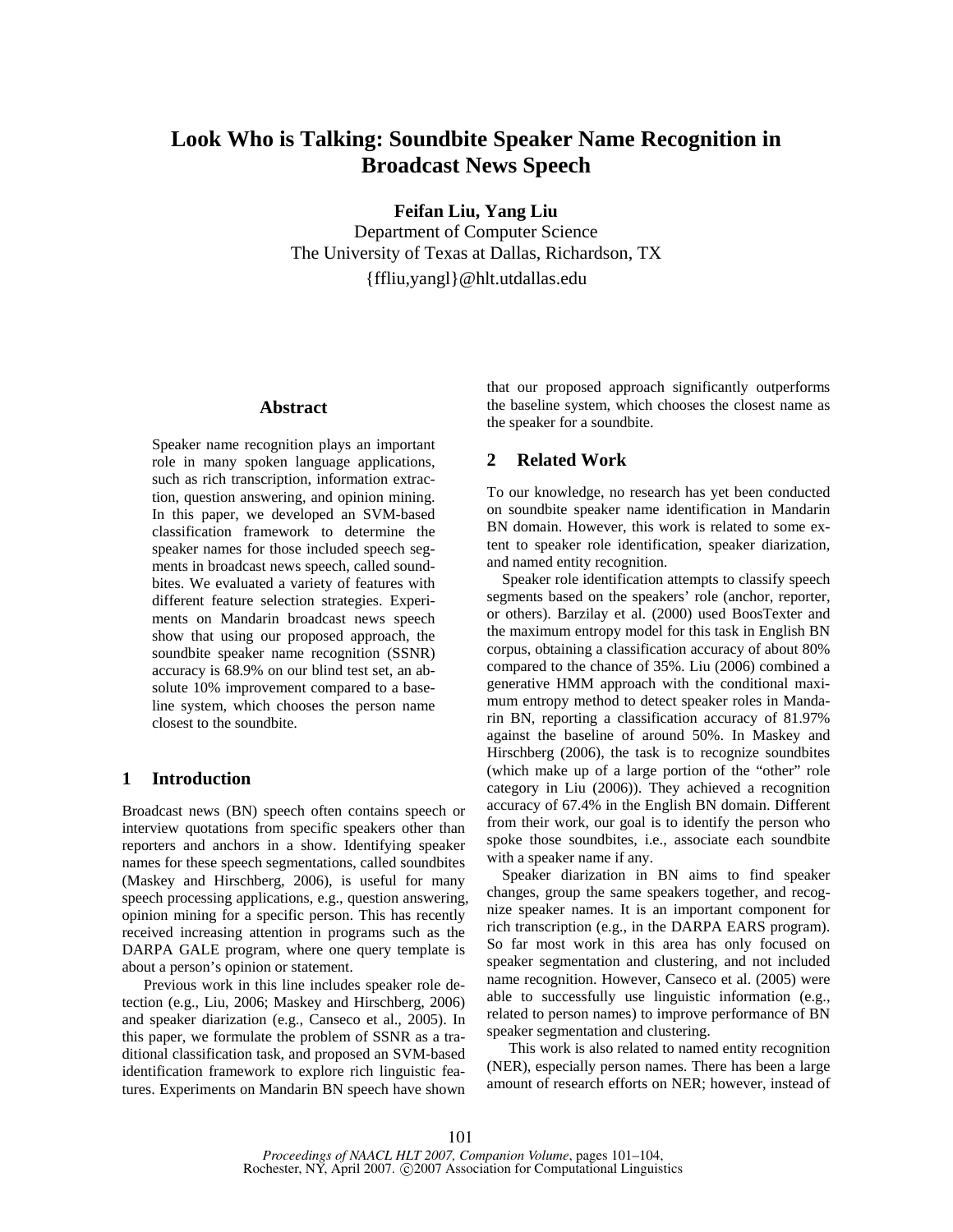# Look Who is Talking: Soundbite Speaker Name Recognition in Broadcast News Speech

**Feifan Liu, Yang Liu**
Department of Computer Science
The University of Texas at Dallas, Richardson, TX
{ffliu,yangl}@hlt.utdallas.edu

## Abstract

Speaker name recognition plays an important role in many spoken language applications, such as rich transcription, information extraction, question answering, and opinion mining. In this paper, we developed an SVM-based classification framework to determine the speaker names for those included speech segments in broadcast news speech, called soundbites. We evaluated a variety of features with different feature selection strategies. Experiments on Mandarin broadcast news speech show that using our proposed approach, the soundbite speaker name recognition (SSNR) accuracy is 68.9% on our blind test set, an absolute 10% improvement compared to a baseline system, which chooses the person name closest to the soundbite.

## 1 Introduction

Broadcast news (BN) speech often contains speech or interview quotations from specific speakers other than reporters and anchors in a show. Identifying speaker names for these speech segmentations, called soundbites (Maskey and Hirschberg, 2006), is useful for many speech processing applications, e.g., question answering, opinion mining for a specific person. This has recently received increasing attention in programs such as the DARPA GALE program, where one query template is about a person's opinion or statement.

Previous work in this line includes speaker role detection (e.g., Liu, 2006; Maskey and Hirschberg, 2006) and speaker diarization (e.g., Canseco et al., 2005). In this paper, we formulate the problem of SSNR as a traditional classification task, and proposed an SVM-based identification framework to explore rich linguistic features. Experiments on Mandarin BN speech have shown that our proposed approach significantly outperforms the baseline system, which chooses the closest name as the speaker for a soundbite.

## 2 Related Work

To our knowledge, no research has yet been conducted on soundbite speaker name identification in Mandarin BN domain. However, this work is related to some extent to speaker role identification, speaker diarization, and named entity recognition.

Speaker role identification attempts to classify speech segments based on the speakers' role (anchor, reporter, or others). Barzilay et al. (2000) used BoosTexter and the maximum entropy model for this task in English BN corpus, obtaining a classification accuracy of about 80% compared to the chance of 35%. Liu (2006) combined a generative HMM approach with the conditional maximum entropy method to detect speaker roles in Mandarin BN, reporting a classification accuracy of 81.97% against the baseline of around 50%. In Maskey and Hirschberg (2006), the task is to recognize soundbites (which make up of a large portion of the "other" role category in Liu (2006)). They achieved a recognition accuracy of 67.4% in the English BN domain. Different from their work, our goal is to identify the person who spoke those soundbites, i.e., associate each soundbite with a speaker name if any.

Speaker diarization in BN aims to find speaker changes, group the same speakers together, and recognize speaker names. It is an important component for rich transcription (e.g., in the DARPA EARS program). So far most work in this area has only focused on speaker segmentation and clustering, and not included name recognition. However, Canseco et al. (2005) were able to successfully use linguistic information (e.g., related to person names) to improve performance of BN speaker segmentation and clustering.

This work is also related to named entity recognition (NER), especially person names. There has been a large amount of research efforts on NER; however, instead of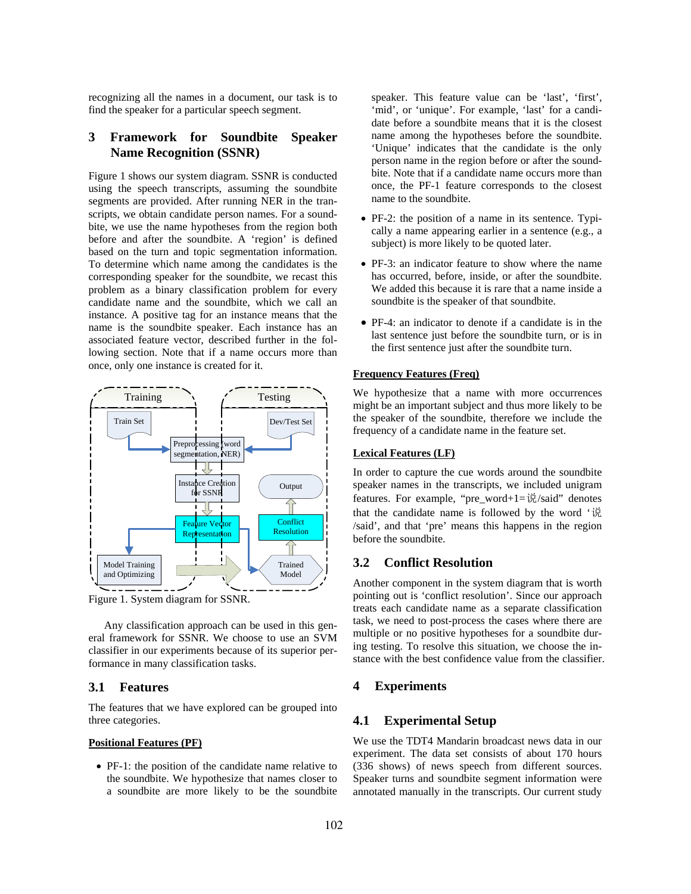recognizing all the names in a document, our task is to find the speaker for a particular speech segment.

## 3 Framework for Soundbite Speaker Name Recognition (SSNR)

Figure 1 shows our system diagram. SSNR is conducted using the speech transcripts, assuming the soundbite segments are provided. After running NER in the transcripts, we obtain candidate person names. For a soundbite, we use the name hypotheses from the region both before and after the soundbite. A 'region' is defined based on the turn and topic segmentation information. To determine which name among the candidates is the corresponding speaker for the soundbite, we recast this problem as a binary classification problem for every candidate name and the soundbite, which we call an instance. A positive tag for an instance means that the name is the soundbite speaker. Each instance has an associated feature vector, described further in the following section. Note that if a name occurs more than once, only one instance is created for it.

Figure 1. System diagram for SSNR.

Any classification approach can be used in this general framework for SSNR. We choose to use an SVM classifier in our experiments because of its superior performance in many classification tasks.

### 3.1 Features

The features that we have explored can be grouped into three categories.

**Positional Features (PF)**

- PF-1: the position of the candidate name relative to the soundbite. We hypothesize that names closer to a soundbite are more likely to be the soundbite speaker. This feature value can be 'last', 'first', 'mid', or 'unique'. For example, 'last' for a candidate before a soundbite means that it is the closest name among the hypotheses before the soundbite. 'Unique' indicates that the candidate is the only person name in the region before or after the soundbite. Note that if a candidate name occurs more than once, the PF-1 feature corresponds to the closest name to the soundbite.
- PF-2: the position of a name in its sentence. Typically a name appearing earlier in a sentence (e.g., a subject) is more likely to be quoted later.
- PF-3: an indicator feature to show where the name has occurred, before, inside, or after the soundbite. We added this because it is rare that a name inside a soundbite is the speaker of that soundbite.
- PF-4: an indicator to denote if a candidate is in the last sentence just before the soundbite turn, or is in the first sentence just after the soundbite turn.

**Frequency Features (Freq)**

We hypothesize that a name with more occurrences might be an important subject and thus more likely to be the speaker of the soundbite, therefore we include the frequency of a candidate name in the feature set.

**Lexical Features (LF)**

In order to capture the cue words around the soundbite speaker names in the transcripts, we included unigram features. For example, "pre_word+1=说/said" denotes that the candidate name is followed by the word '说/said', and that 'pre' means this happens in the region before the soundbite.

### 3.2 Conflict Resolution

Another component in the system diagram that is worth pointing out is 'conflict resolution'. Since our approach treats each candidate name as a separate classification task, we need to post-process the cases where there are multiple or no positive hypotheses for a soundbite during testing. To resolve this situation, we choose the instance with the best confidence value from the classifier.

## 4 Experiments

### 4.1 Experimental Setup

We use the TDT4 Mandarin broadcast news data in our experiment. The data set consists of about 170 hours (336 shows) of news speech from different sources. Speaker turns and soundbite segment information were annotated manually in the transcripts. Our current study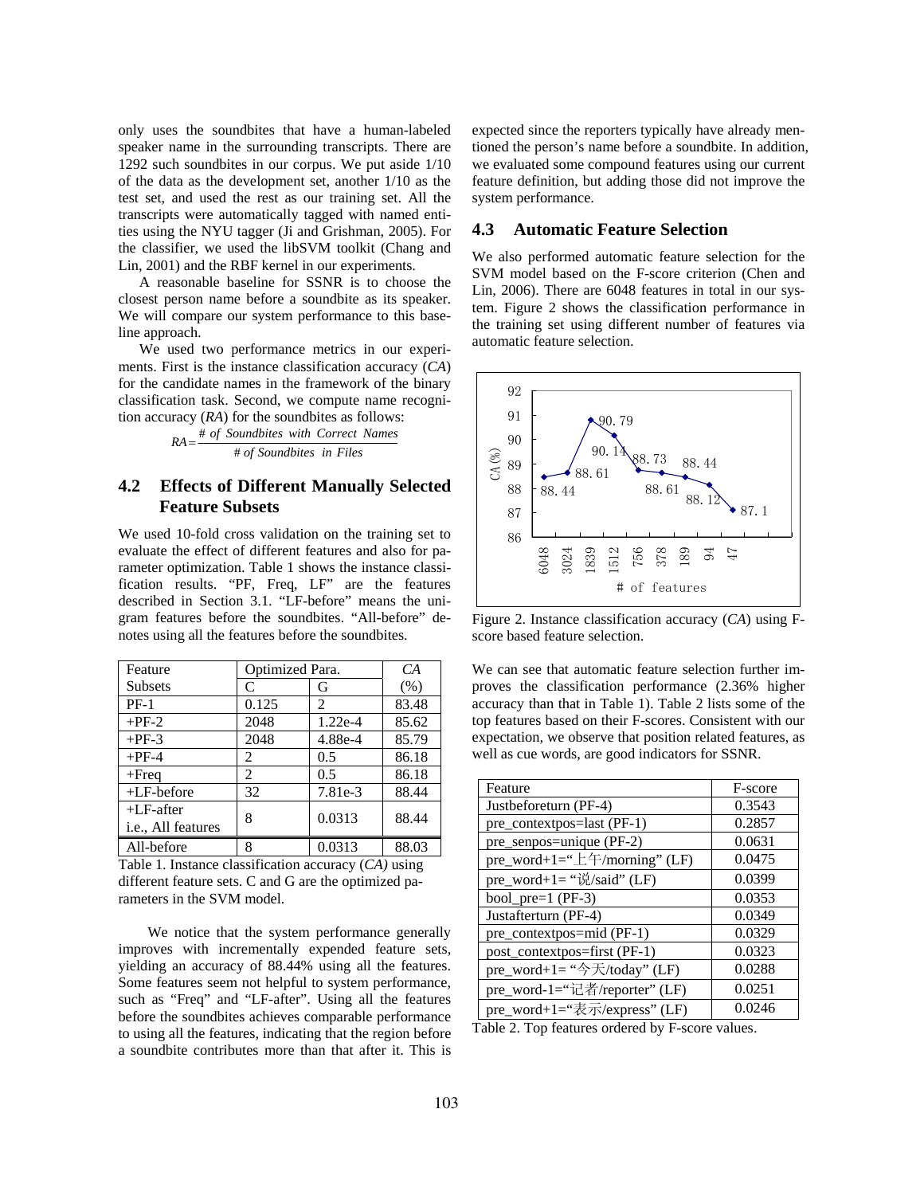only uses the soundbites that have a human-labeled speaker name in the surrounding transcripts. There are 1292 such soundbites in our corpus. We put aside 1/10 of the data as the development set, another 1/10 as the test set, and used the rest as our training set. All the transcripts were automatically tagged with named entities using the NYU tagger (Ji and Grishman, 2005). For the classifier, we used the libSVM toolkit (Chang and Lin, 2001) and the RBF kernel in our experiments.

A reasonable baseline for SSNR is to choose the closest person name before a soundbite as its speaker. We will compare our system performance to this baseline approach.

We used two performance metrics in our experiments. First is the instance classification accuracy (*CA*) for the candidate names in the framework of the binary classification task. Second, we compute name recognition accuracy (*RA*) for the soundbites as follows:

$$RA = \frac{\#\ of\ Soundbites\ with\ Correct\ Names}{\#\ of\ Soundbites\ in\ Files}$$

## 4.2 Effects of Different Manually Selected Feature Subsets

We used 10-fold cross validation on the training set to evaluate the effect of different features and also for parameter optimization. Table 1 shows the instance classification results. "PF, Freq, LF" are the features described in Section 3.1. "LF-before" means the unigram features before the soundbites. "All-before" denotes using all the features before the soundbites.

| Feature Subsets | Optimized Para. C | Optimized Para. G | *CA* (%) |
|---|---|---|---|
| PF-1 | 0.125 | 2 | 83.48 |
| +PF-2 | 2048 | 1.22e-4 | 85.62 |
| +PF-3 | 2048 | 4.88e-4 | 85.79 |
| +PF-4 | 2 | 0.5 | 86.18 |
| +Freq | 2 | 0.5 | 86.18 |
| +LF-before | 32 | 7.81e-3 | 88.44 |
| +LF-after i.e., All features | 8 | 0.0313 | 88.44 |
| All-before | 8 | 0.0313 | 88.03 |

Table 1. Instance classification accuracy (*CA)* using different feature sets. C and G are the optimized parameters in the SVM model.

We notice that the system performance generally improves with incrementally expended feature sets, yielding an accuracy of 88.44% using all the features. Some features seem not helpful to system performance, such as "Freq" and "LF-after". Using all the features before the soundbites achieves comparable performance to using all the features, indicating that the region before a soundbite contributes more than that after it. This is expected since the reporters typically have already mentioned the person's name before a soundbite. In addition, we evaluated some compound features using our current feature definition, but adding those did not improve the system performance.

## 4.3 Automatic Feature Selection

We also performed automatic feature selection for the SVM model based on the F-score criterion (Chen and Lin, 2006). There are 6048 features in total in our system. Figure 2 shows the classification performance in the training set using different number of features via automatic feature selection.

Figure 2. Instance classification accuracy (*CA*) using F-score based feature selection.

We can see that automatic feature selection further improves the classification performance (2.36% higher accuracy than that in Table 1). Table 2 lists some of the top features based on their F-scores. Consistent with our expectation, we observe that position related features, as well as cue words, are good indicators for SSNR.

| Feature | F-score |
|---|---|
| Justbeforeturn (PF-4) | 0.3543 |
| pre_contextpos=last (PF-1) | 0.2857 |
| pre_senpos=unique (PF-2) | 0.0631 |
| pre_word+1="上午/morning" (LF) | 0.0475 |
| pre_word+1= "说/said" (LF) | 0.0399 |
| bool_pre=1 (PF-3) | 0.0353 |
| Justafterturn (PF-4) | 0.0349 |
| pre_contextpos=mid (PF-1) | 0.0329 |
| post_contextpos=first (PF-1) | 0.0323 |
| pre_word+1= "今天/today" (LF) | 0.0288 |
| pre_word-1="记者/reporter" (LF) | 0.0251 |
| pre_word+1="表示/express" (LF) | 0.0246 |

Table 2. Top features ordered by F-score values.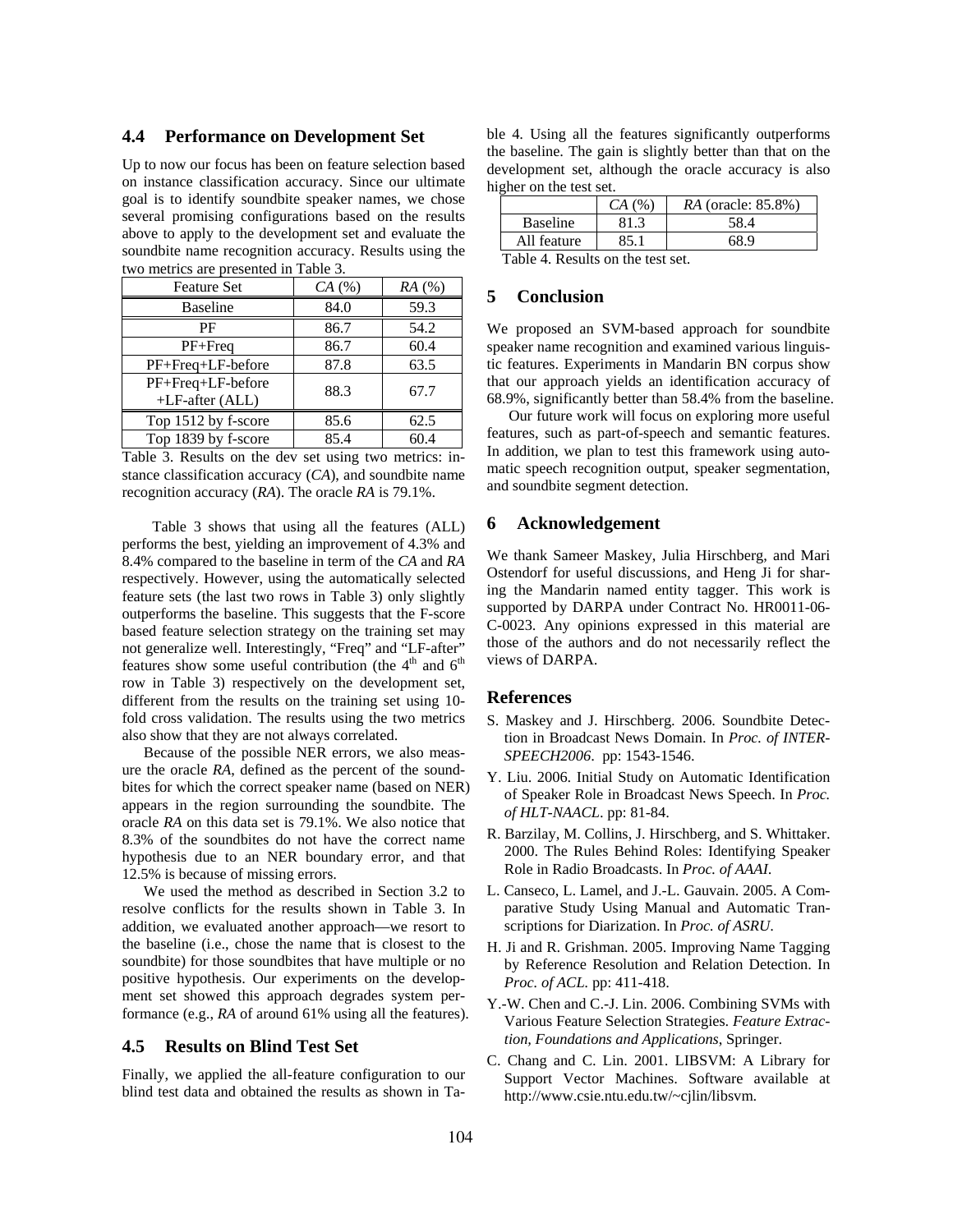### 4.4 Performance on Development Set

Up to now our focus has been on feature selection based on instance classification accuracy. Since our ultimate goal is to identify soundbite speaker names, we chose several promising configurations based on the results above to apply to the development set and evaluate the soundbite name recognition accuracy. Results using the two metrics are presented in Table 3.

| Feature Set | *CA* (%) | *RA* (%) |
|---|---|---|
| Baseline | 84.0 | 59.3 |
| PF | 86.7 | 54.2 |
| PF+Freq | 86.7 | 60.4 |
| PF+Freq+LF-before | 87.8 | 63.5 |
| PF+Freq+LF-before +LF-after (ALL) | 88.3 | 67.7 |
| Top 1512 by f-score | 85.6 | 62.5 |
| Top 1839 by f-score | 85.4 | 60.4 |

Table 3. Results on the dev set using two metrics: instance classification accuracy (*CA*), and soundbite name recognition accuracy (*RA*). The oracle *RA* is 79.1%.

Table 3 shows that using all the features (ALL) performs the best, yielding an improvement of 4.3% and 8.4% compared to the baseline in term of the *CA* and *RA* respectively. However, using the automatically selected feature sets (the last two rows in Table 3) only slightly outperforms the baseline. This suggests that the F-score based feature selection strategy on the training set may not generalize well. Interestingly, "Freq" and "LF-after" features show some useful contribution (the 4th and 6th row in Table 3) respectively on the development set, different from the results on the training set using 10-fold cross validation. The results using the two metrics also show that they are not always correlated.

Because of the possible NER errors, we also measure the oracle *RA*, defined as the percent of the soundbites for which the correct speaker name (based on NER) appears in the region surrounding the soundbite. The oracle *RA* on this data set is 79.1%. We also notice that 8.3% of the soundbites do not have the correct name hypothesis due to an NER boundary error, and that 12.5% is because of missing errors.

We used the method as described in Section 3.2 to resolve conflicts for the results shown in Table 3. In addition, we evaluated another approach—we resort to the baseline (i.e., chose the name that is closest to the soundbite) for those soundbites that have multiple or no positive hypothesis. Our experiments on the development set showed this approach degrades system performance (e.g., *RA* of around 61% using all the features).

### 4.5 Results on Blind Test Set

Finally, we applied the all-feature configuration to our blind test data and obtained the results as shown in Table 4. Using all the features significantly outperforms the baseline. The gain is slightly better than that on the development set, although the oracle accuracy is also higher on the test set.

| | *CA* (%) | *RA* (oracle: 85.8%) |
|---|---|---|
| Baseline | 81.3 | 58.4 |
| All feature | 85.1 | 68.9 |

Table 4. Results on the test set.

## 5 Conclusion

We proposed an SVM-based approach for soundbite speaker name recognition and examined various linguistic features. Experiments in Mandarin BN corpus show that our approach yields an identification accuracy of 68.9%, significantly better than 58.4% from the baseline.

Our future work will focus on exploring more useful features, such as part-of-speech and semantic features. In addition, we plan to test this framework using automatic speech recognition output, speaker segmentation, and soundbite segment detection.

## 6 Acknowledgement

We thank Sameer Maskey, Julia Hirschberg, and Mari Ostendorf for useful discussions, and Heng Ji for sharing the Mandarin named entity tagger. This work is supported by DARPA under Contract No. HR0011-06-C-0023. Any opinions expressed in this material are those of the authors and do not necessarily reflect the views of DARPA.

## References

- S. Maskey and J. Hirschberg. 2006. Soundbite Detection in Broadcast News Domain. In *Proc. of INTERSPEECH2006*. pp: 1543-1546.
- Y. Liu. 2006. Initial Study on Automatic Identification of Speaker Role in Broadcast News Speech. In *Proc. of HLT-NAACL*. pp: 81-84.
- R. Barzilay, M. Collins, J. Hirschberg, and S. Whittaker. 2000. The Rules Behind Roles: Identifying Speaker Role in Radio Broadcasts. In *Proc. of AAAI*.
- L. Canseco, L. Lamel, and J.-L. Gauvain. 2005. A Comparative Study Using Manual and Automatic Transcriptions for Diarization. In *Proc. of ASRU*.
- H. Ji and R. Grishman. 2005. Improving Name Tagging by Reference Resolution and Relation Detection. In *Proc. of ACL*. pp: 411-418.
- Y.-W. Chen and C.-J. Lin. 2006. Combining SVMs with Various Feature Selection Strategies. *Feature Extraction, Foundations and Applications*, Springer.
- C. Chang and C. Lin. 2001. LIBSVM: A Library for Support Vector Machines. Software available at http://www.csie.ntu.edu.tw/~cjlin/libsvm.